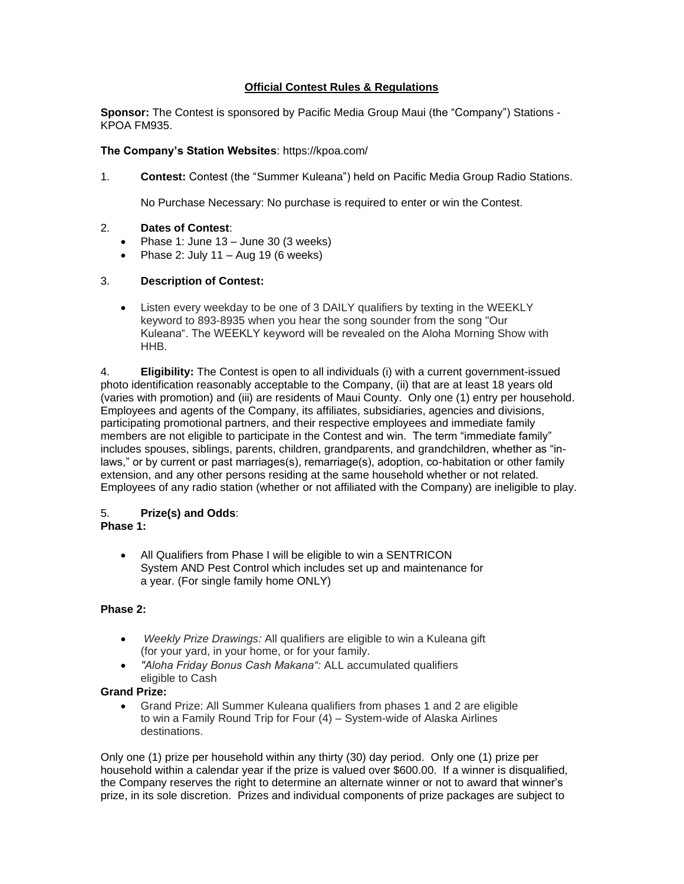# Official Contest Rules & Regulations

**Sponsor:** The Contest is sponsored by Pacific Media Group Maui (the "Company") Stations - KPOA FM935.

**The Company's Station Websites**: https://kpoa.com/

1. **Contest:** Contest (the "Summer Kuleana") held on Pacific Media Group Radio Stations.

   No Purchase Necessary: No purchase is required to enter or win the Contest.

2. **Dates of Contest**:
   - Phase 1: June 13 – June 30 (3 weeks)
   - Phase 2: July 11 – Aug 19 (6 weeks)

3. **Description of Contest:**
   - Listen every weekday to be one of 3 DAILY qualifiers by texting in the WEEKLY keyword to 893-8935 when you hear the song sounder from the song "Our Kuleana". The WEEKLY keyword will be revealed on the Aloha Morning Show with HHB.

4. **Eligibility:** The Contest is open to all individuals (i) with a current government-issued photo identification reasonably acceptable to the Company, (ii) that are at least 18 years old (varies with promotion) and (iii) are residents of Maui County. Only one (1) entry per household. Employees and agents of the Company, its affiliates, subsidiaries, agencies and divisions, participating promotional partners, and their respective employees and immediate family members are not eligible to participate in the Contest and win. The term "immediate family" includes spouses, siblings, parents, children, grandparents, and grandchildren, whether as "in-laws," or by current or past marriages(s), remarriage(s), adoption, co-habitation or other family extension, and any other persons residing at the same household whether or not related. Employees of any radio station (whether or not affiliated with the Company) are ineligible to play.

5. **Prize(s) and Odds**:

**Phase 1:**

- All Qualifiers from Phase I will be eligible to win a SENTRICON System AND Pest Control which includes set up and maintenance for a year. (For single family home ONLY)

**Phase 2:**

- *Weekly Prize Drawings:* All qualifiers are eligible to win a Kuleana gift (for your yard, in your home, or for your family.
- *"Aloha Friday Bonus Cash Makana":* ALL accumulated qualifiers eligible to Cash

**Grand Prize:**

- Grand Prize: All Summer Kuleana qualifiers from phases 1 and 2 are eligible to win a Family Round Trip for Four (4) – System-wide of Alaska Airlines destinations.

Only one (1) prize per household within any thirty (30) day period. Only one (1) prize per household within a calendar year if the prize is valued over $600.00. If a winner is disqualified, the Company reserves the right to determine an alternate winner or not to award that winner's prize, in its sole discretion. Prizes and individual components of prize packages are subject to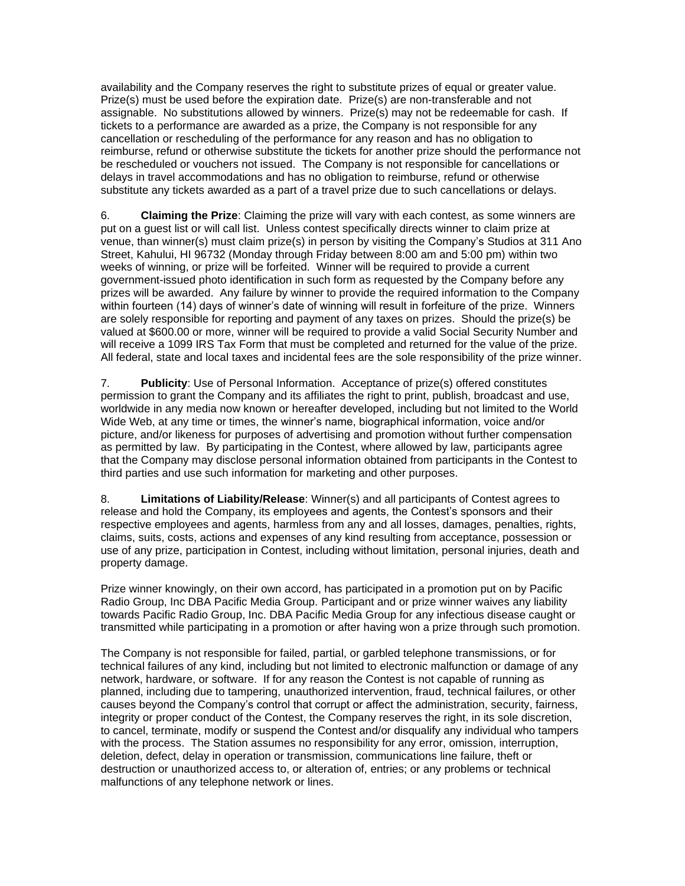availability and the Company reserves the right to substitute prizes of equal or greater value. Prize(s) must be used before the expiration date. Prize(s) are non-transferable and not assignable. No substitutions allowed by winners. Prize(s) may not be redeemable for cash. If tickets to a performance are awarded as a prize, the Company is not responsible for any cancellation or rescheduling of the performance for any reason and has no obligation to reimburse, refund or otherwise substitute the tickets for another prize should the performance not be rescheduled or vouchers not issued. The Company is not responsible for cancellations or delays in travel accommodations and has no obligation to reimburse, refund or otherwise substitute any tickets awarded as a part of a travel prize due to such cancellations or delays.

6. **Claiming the Prize**: Claiming the prize will vary with each contest, as some winners are put on a guest list or will call list. Unless contest specifically directs winner to claim prize at venue, than winner(s) must claim prize(s) in person by visiting the Company's Studios at 311 Ano Street, Kahului, HI 96732 (Monday through Friday between 8:00 am and 5:00 pm) within two weeks of winning, or prize will be forfeited. Winner will be required to provide a current government-issued photo identification in such form as requested by the Company before any prizes will be awarded. Any failure by winner to provide the required information to the Company within fourteen (14) days of winner's date of winning will result in forfeiture of the prize. Winners are solely responsible for reporting and payment of any taxes on prizes. Should the prize(s) be valued at $600.00 or more, winner will be required to provide a valid Social Security Number and will receive a 1099 IRS Tax Form that must be completed and returned for the value of the prize. All federal, state and local taxes and incidental fees are the sole responsibility of the prize winner.

7. **Publicity**: Use of Personal Information. Acceptance of prize(s) offered constitutes permission to grant the Company and its affiliates the right to print, publish, broadcast and use, worldwide in any media now known or hereafter developed, including but not limited to the World Wide Web, at any time or times, the winner's name, biographical information, voice and/or picture, and/or likeness for purposes of advertising and promotion without further compensation as permitted by law. By participating in the Contest, where allowed by law, participants agree that the Company may disclose personal information obtained from participants in the Contest to third parties and use such information for marketing and other purposes.

8. **Limitations of Liability/Release**: Winner(s) and all participants of Contest agrees to release and hold the Company, its employees and agents, the Contest's sponsors and their respective employees and agents, harmless from any and all losses, damages, penalties, rights, claims, suits, costs, actions and expenses of any kind resulting from acceptance, possession or use of any prize, participation in Contest, including without limitation, personal injuries, death and property damage.

Prize winner knowingly, on their own accord, has participated in a promotion put on by Pacific Radio Group, Inc DBA Pacific Media Group. Participant and or prize winner waives any liability towards Pacific Radio Group, Inc. DBA Pacific Media Group for any infectious disease caught or transmitted while participating in a promotion or after having won a prize through such promotion.

The Company is not responsible for failed, partial, or garbled telephone transmissions, or for technical failures of any kind, including but not limited to electronic malfunction or damage of any network, hardware, or software. If for any reason the Contest is not capable of running as planned, including due to tampering, unauthorized intervention, fraud, technical failures, or other causes beyond the Company's control that corrupt or affect the administration, security, fairness, integrity or proper conduct of the Contest, the Company reserves the right, in its sole discretion, to cancel, terminate, modify or suspend the Contest and/or disqualify any individual who tampers with the process. The Station assumes no responsibility for any error, omission, interruption, deletion, defect, delay in operation or transmission, communications line failure, theft or destruction or unauthorized access to, or alteration of, entries; or any problems or technical malfunctions of any telephone network or lines.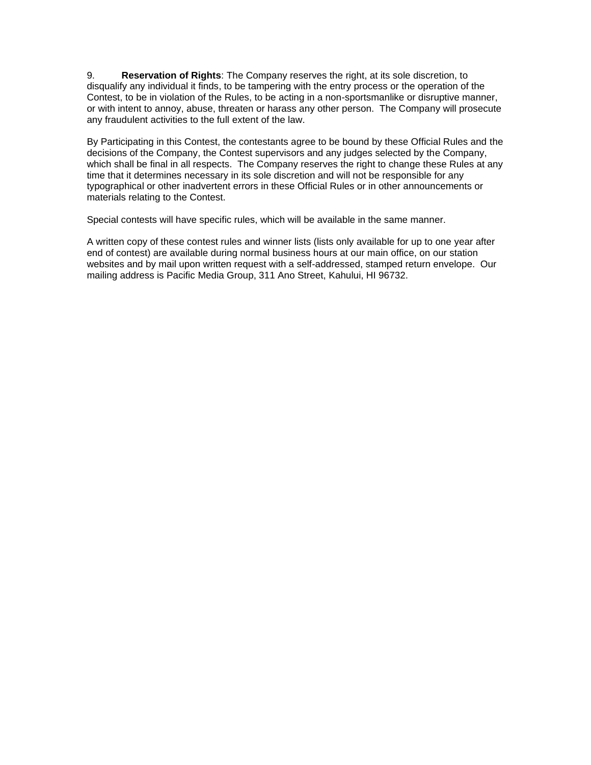9. **Reservation of Rights**: The Company reserves the right, at its sole discretion, to disqualify any individual it finds, to be tampering with the entry process or the operation of the Contest, to be in violation of the Rules, to be acting in a non-sportsmanlike or disruptive manner, or with intent to annoy, abuse, threaten or harass any other person. The Company will prosecute any fraudulent activities to the full extent of the law.

By Participating in this Contest, the contestants agree to be bound by these Official Rules and the decisions of the Company, the Contest supervisors and any judges selected by the Company, which shall be final in all respects. The Company reserves the right to change these Rules at any time that it determines necessary in its sole discretion and will not be responsible for any typographical or other inadvertent errors in these Official Rules or in other announcements or materials relating to the Contest.

Special contests will have specific rules, which will be available in the same manner.

A written copy of these contest rules and winner lists (lists only available for up to one year after end of contest) are available during normal business hours at our main office, on our station websites and by mail upon written request with a self-addressed, stamped return envelope. Our mailing address is Pacific Media Group, 311 Ano Street, Kahului, HI 96732.